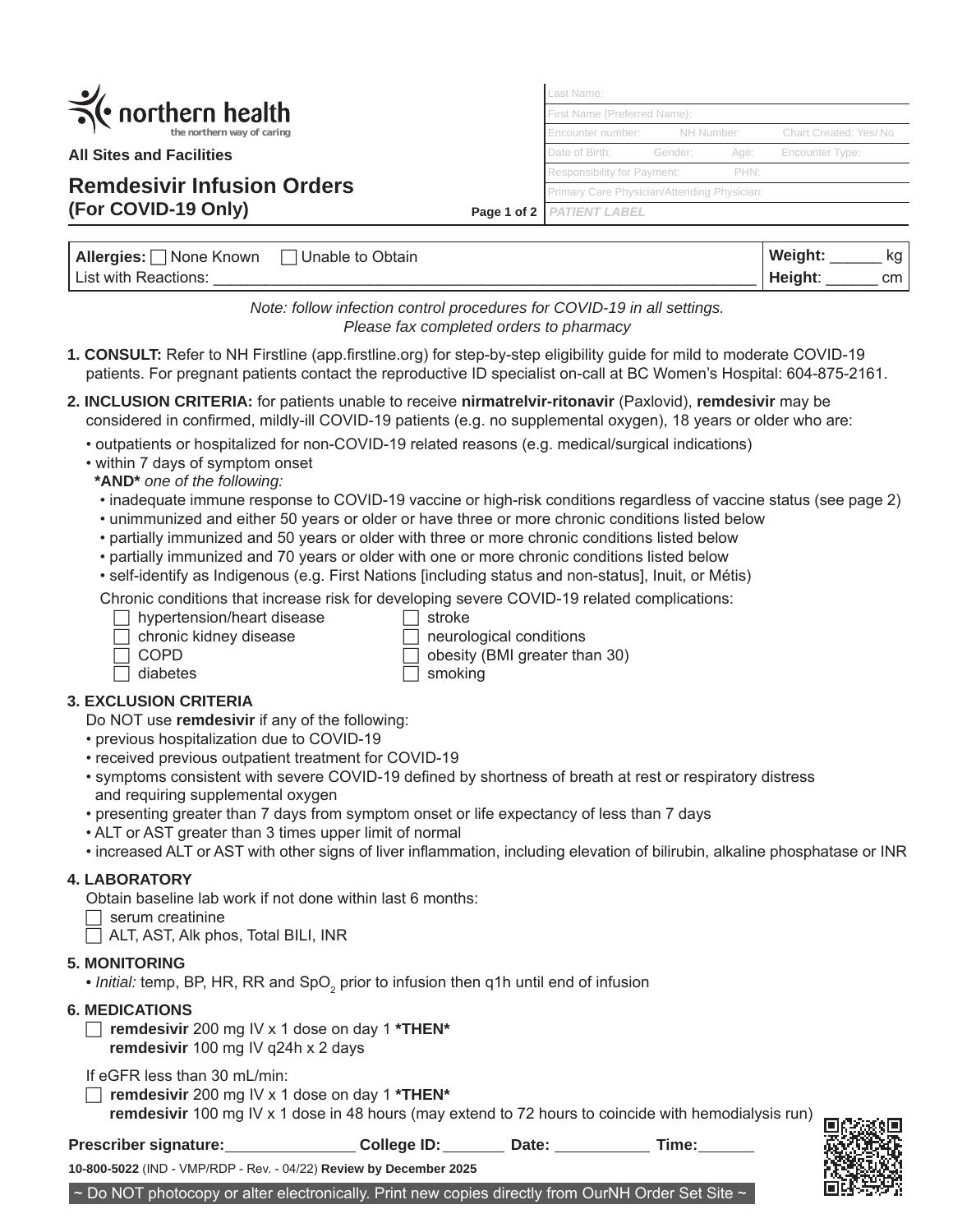northern health

the northern way of caring

**All Sites and Facilities**

# Remdesivir Infusion Orders
## (For COVID-19 Only)

| Last Name: | | |
|---|---|---|
| First Name (Preferred Name): | | |
| Encounter number: | NH Number: | Chart Created: Yes/ No |
| Date of Birth: Gender: | Age: | Encounter Type: |
| Responsibility for Payment: | PHN: | |
| Primary Care Physician/Attending Physician: | | |
| *PATIENT LABEL* | | |

| **Allergies:** ☐ None Known ☐ Unable to Obtain | **Weight:** ______ kg |
|---|---|
| List with Reactions: ______________________________ | **Height**: ______ cm |

*Note: follow infection control procedures for COVID-19 in all settings.*
*Please fax completed orders to pharmacy*

**1. CONSULT:** Refer to NH Firstline (app.firstline.org) for step-by-step eligibility guide for mild to moderate COVID-19 patients. For pregnant patients contact the reproductive ID specialist on-call at BC Women's Hospital: 604-875-2161.

**2. INCLUSION CRITERIA:** for patients unable to receive **nirmatrelvir-ritonavir** (Paxlovid), **remdesivir** may be considered in confirmed, mildly-ill COVID-19 patients (e.g. no supplemental oxygen), 18 years or older who are:

- outpatients or hospitalized for non-COVID-19 related reasons (e.g. medical/surgical indications)
- within 7 days of symptom onset

**\*AND\*** *one of the following:*

- inadequate immune response to COVID-19 vaccine or high-risk conditions regardless of vaccine status (see page 2)
- unimmunized and either 50 years or older or have three or more chronic conditions listed below
- partially immunized and 50 years or older with three or more chronic conditions listed below
- partially immunized and 70 years or older with one or more chronic conditions listed below
- self-identify as Indigenous (e.g. First Nations [including status and non-status], Inuit, or Métis)

Chronic conditions that increase risk for developing severe COVID-19 related complications:

- ☐ hypertension/heart disease
- ☐ chronic kidney disease
- ☐ COPD
- ☐ diabetes
- ☐ stroke
- ☐ neurological conditions
- ☐ obesity (BMI greater than 30)
- ☐ smoking

**3. EXCLUSION CRITERIA**

Do NOT use **remdesivir** if any of the following:

- previous hospitalization due to COVID-19
- received previous outpatient treatment for COVID-19
- symptoms consistent with severe COVID-19 defined by shortness of breath at rest or respiratory distress and requiring supplemental oxygen
- presenting greater than 7 days from symptom onset or life expectancy of less than 7 days
- ALT or AST greater than 3 times upper limit of normal
- increased ALT or AST with other signs of liver inflammation, including elevation of bilirubin, alkaline phosphatase or INR

**4. LABORATORY**

Obtain baseline lab work if not done within last 6 months:

- ☐ serum creatinine
- ☐ ALT, AST, Alk phos, Total BILI, INR

**5. MONITORING**

- *Initial:* temp, BP, HR, RR and $SpO_2$ prior to infusion then q1h until end of infusion

**6. MEDICATIONS**

☐ **remdesivir** 200 mg IV x 1 dose on day 1 **\*THEN\***
**remdesivir** 100 mg IV q24h x 2 days

If eGFR less than 30 mL/min:

☐ **remdesivir** 200 mg IV x 1 dose on day 1 **\*THEN\***
**remdesivir** 100 mg IV x 1 dose in 48 hours (may extend to 72 hours to coincide with hemodialysis run)

**Prescriber signature:**______________ **College ID:**_______ **Date:** __________ **Time:**______

**10-800-5022** (IND - VMP/RDP - Rev. - 04/22) **Review by December 2025**

~ Do NOT photocopy or alter electronically. Print new copies directly from OurNH Order Set Site ~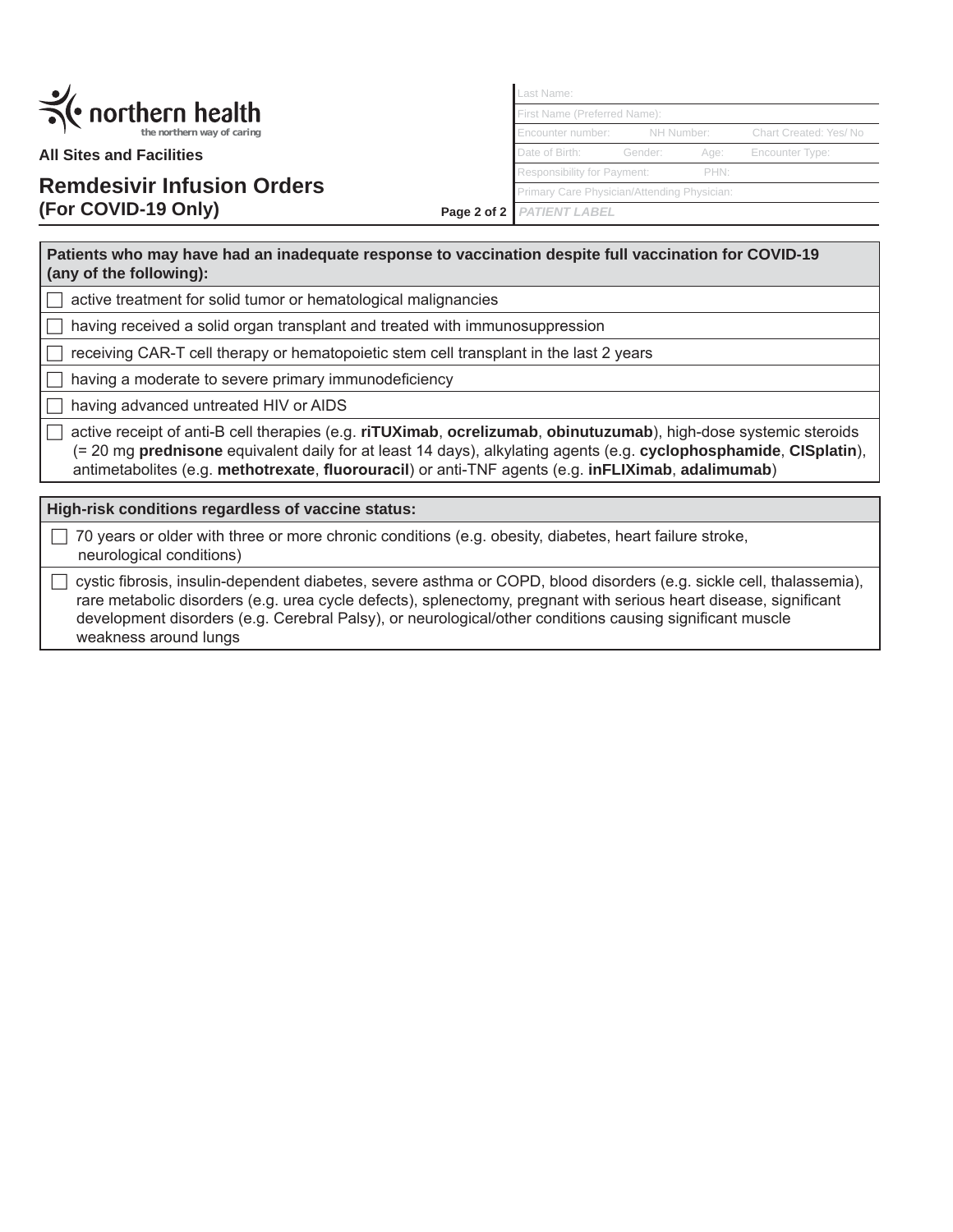northern health
the northern way of caring

**All Sites and Facilities**

# Remdesivir Infusion Orders
## (For COVID-19 Only)

| | |
|---|---|
| Last Name: | |
| First Name (Preferred Name): | |
| Encounter number: NH Number: | Chart Created: Yes/ No |
| Date of Birth: Gender: Age: | Encounter Type: |
| Responsibility for Payment: | PHN: |
| Primary Care Physician/Attending Physician: | |
| *PATIENT LABEL* | |

**Patients who may have had an inadequate response to vaccination despite full vaccination for COVID-19 (any of the following):**

- ☐ active treatment for solid tumor or hematological malignancies
- ☐ having received a solid organ transplant and treated with immunosuppression
- ☐ receiving CAR-T cell therapy or hematopoietic stem cell transplant in the last 2 years
- ☐ having a moderate to severe primary immunodeficiency
- ☐ having advanced untreated HIV or AIDS
- ☐ active receipt of anti-B cell therapies (e.g. **riTUXimab**, **ocrelizumab**, **obinutuzumab**), high-dose systemic steroids (= 20 mg **prednisone** equivalent daily for at least 14 days), alkylating agents (e.g. **cyclophosphamide**, **CISplatin**), antimetabolites (e.g. **methotrexate**, **fluorouracil**) or anti-TNF agents (e.g. **inFLIXimab**, **adalimumab**)

**High-risk conditions regardless of vaccine status:**

- ☐ 70 years or older with three or more chronic conditions (e.g. obesity, diabetes, heart failure stroke, neurological conditions)
- ☐ cystic fibrosis, insulin-dependent diabetes, severe asthma or COPD, blood disorders (e.g. sickle cell, thalassemia), rare metabolic disorders (e.g. urea cycle defects), splenectomy, pregnant with serious heart disease, significant development disorders (e.g. Cerebral Palsy), or neurological/other conditions causing significant muscle weakness around lungs